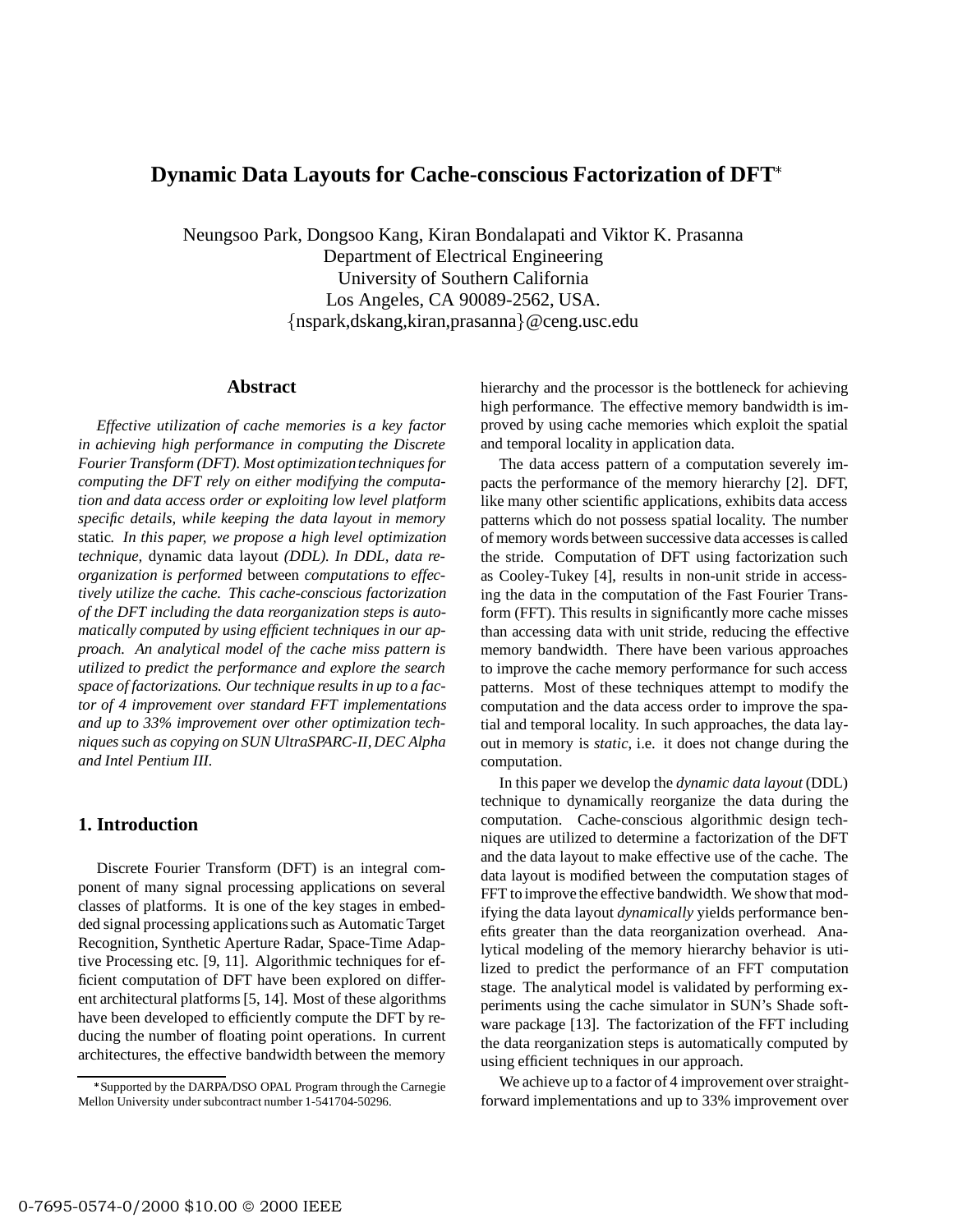# Dynamic Data Layouts for Cache-conscious Factorization of DFT*

Neungsoo Park, Dongsoo Kang, Kiran Bondalapati and Viktor K. Prasanna
Department of Electrical Engineering
University of Southern California
Los Angeles, CA 90089-2562, USA.
{nspark,dskang,kiran,prasanna}@ceng.usc.edu

## Abstract

*Effective utilization of cache memories is a key factor in achieving high performance in computing the Discrete Fourier Transform (DFT). Most optimization techniques for computing the DFT rely on either modifying the computation and data access order or exploiting low level platform specific details, while keeping the data layout in memory* static*. In this paper, we propose a high level optimization technique,* dynamic data layout *(DDL). In DDL, data reorganization is performed* between *computations to effectively utilize the cache. This cache-conscious factorization of the DFT including the data reorganization steps is automatically computed by using efficient techniques in our approach. An analytical model of the cache miss pattern is utilized to predict the performance and explore the search space of factorizations. Our technique results in up to a factor of 4 improvement over standard FFT implementations and up to 33% improvement over other optimization techniques such as copying on SUN UltraSPARC-II, DEC Alpha and Intel Pentium III.*

## 1. Introduction

Discrete Fourier Transform (DFT) is an integral component of many signal processing applications on several classes of platforms. It is one of the key stages in embedded signal processing applications such as Automatic Target Recognition, Synthetic Aperture Radar, Space-Time Adaptive Processing etc. [9, 11]. Algorithmic techniques for efficient computation of DFT have been explored on different architectural platforms [5, 14]. Most of these algorithms have been developed to efficiently compute the DFT by reducing the number of floating point operations. In current architectures, the effective bandwidth between the memory hierarchy and the processor is the bottleneck for achieving high performance. The effective memory bandwidth is improved by using cache memories which exploit the spatial and temporal locality in application data.

The data access pattern of a computation severely impacts the performance of the memory hierarchy [2]. DFT, like many other scientific applications, exhibits data access patterns which do not possess spatial locality. The number of memory words between successive data accesses is called the stride. Computation of DFT using factorization such as Cooley-Tukey [4], results in non-unit stride in accessing the data in the computation of the Fast Fourier Transform (FFT). This results in significantly more cache misses than accessing data with unit stride, reducing the effective memory bandwidth. There have been various approaches to improve the cache memory performance for such access patterns. Most of these techniques attempt to modify the computation and the data access order to improve the spatial and temporal locality. In such approaches, the data layout in memory is *static*, i.e. it does not change during the computation.

In this paper we develop the *dynamic data layout* (DDL) technique to dynamically reorganize the data during the computation. Cache-conscious algorithmic design techniques are utilized to determine a factorization of the DFT and the data layout to make effective use of the cache. The data layout is modified between the computation stages of FFT to improve the effective bandwidth. We show that modifying the data layout *dynamically* yields performance benefits greater than the data reorganization overhead. Analytical modeling of the memory hierarchy behavior is utilized to predict the performance of an FFT computation stage. The analytical model is validated by performing experiments using the cache simulator in SUN's Shade software package [13]. The factorization of the FFT including the data reorganization steps is automatically computed by using efficient techniques in our approach.

We achieve up to a factor of 4 improvement over straightforward implementations and up to 33% improvement over

*Supported by the DARPA/DSO OPAL Program through the Carnegie Mellon University under subcontract number 1-541704-50296.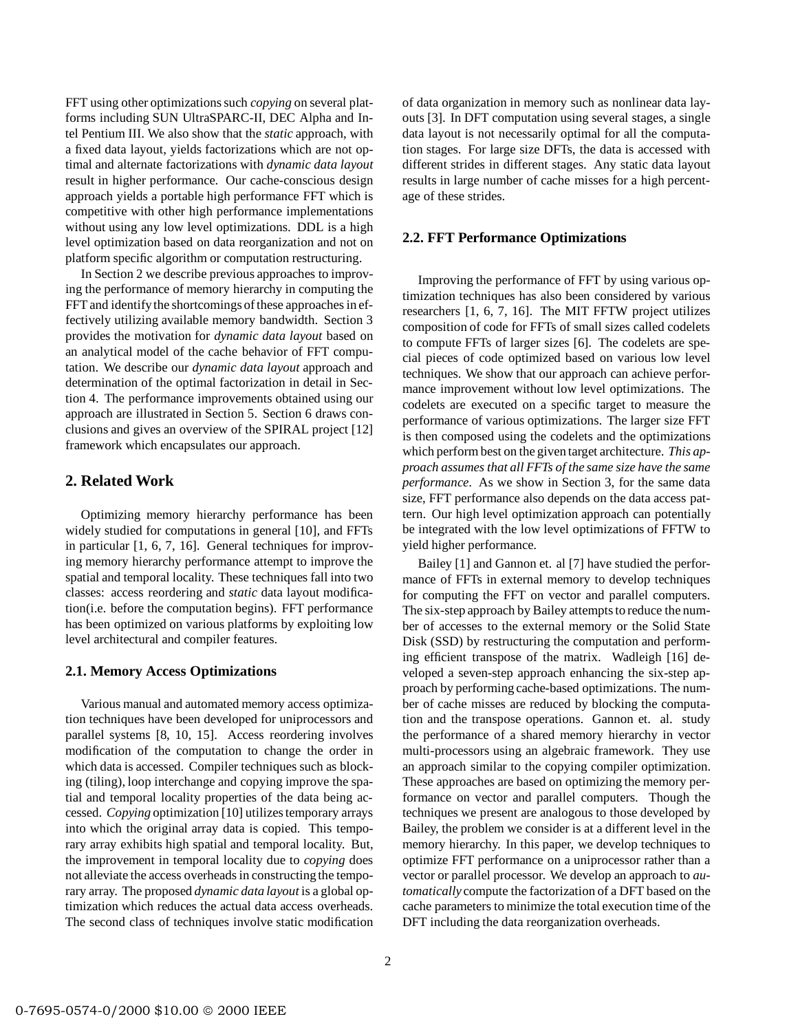FFT using other optimizations such *copying* on several platforms including SUN UltraSPARC-II, DEC Alpha and Intel Pentium III. We also show that the *static* approach, with a fixed data layout, yields factorizations which are not optimal and alternate factorizations with *dynamic data layout* result in higher performance. Our cache-conscious design approach yields a portable high performance FFT which is competitive with other high performance implementations without using any low level optimizations. DDL is a high level optimization based on data reorganization and not on platform specific algorithm or computation restructuring.

In Section 2 we describe previous approaches to improving the performance of memory hierarchy in computing the FFT and identify the shortcomings of these approaches in effectively utilizing available memory bandwidth. Section 3 provides the motivation for *dynamic data layout* based on an analytical model of the cache behavior of FFT computation. We describe our *dynamic data layout* approach and determination of the optimal factorization in detail in Section 4. The performance improvements obtained using our approach are illustrated in Section 5. Section 6 draws conclusions and gives an overview of the SPIRAL project [12] framework which encapsulates our approach.

## 2. Related Work

Optimizing memory hierarchy performance has been widely studied for computations in general [10], and FFTs in particular [1, 6, 7, 16]. General techniques for improving memory hierarchy performance attempt to improve the spatial and temporal locality. These techniques fall into two classes: access reordering and *static* data layout modification(i.e. before the computation begins). FFT performance has been optimized on various platforms by exploiting low level architectural and compiler features.

### 2.1. Memory Access Optimizations

Various manual and automated memory access optimization techniques have been developed for uniprocessors and parallel systems [8, 10, 15]. Access reordering involves modification of the computation to change the order in which data is accessed. Compiler techniques such as blocking (tiling), loop interchange and copying improve the spatial and temporal locality properties of the data being accessed. *Copying* optimization [10] utilizes temporary arrays into which the original array data is copied. This temporary array exhibits high spatial and temporal locality. But, the improvement in temporal locality due to *copying* does not alleviate the access overheads in constructing the temporary array. The proposed *dynamic data layout* is a global optimization which reduces the actual data access overheads. The second class of techniques involve static modification of data organization in memory such as nonlinear data layouts [3]. In DFT computation using several stages, a single data layout is not necessarily optimal for all the computation stages. For large size DFTs, the data is accessed with different strides in different stages. Any static data layout results in large number of cache misses for a high percentage of these strides.

### 2.2. FFT Performance Optimizations

Improving the performance of FFT by using various optimization techniques has also been considered by various researchers [1, 6, 7, 16]. The MIT FFTW project utilizes composition of code for FFTs of small sizes called codelets to compute FFTs of larger sizes [6]. The codelets are special pieces of code optimized based on various low level techniques. We show that our approach can achieve performance improvement without low level optimizations. The codelets are executed on a specific target to measure the performance of various optimizations. The larger size FFT is then composed using the codelets and the optimizations which perform best on the given target architecture. *This approach assumes that all FFTs of the same size have the same performance*. As we show in Section 3, for the same data size, FFT performance also depends on the data access pattern. Our high level optimization approach can potentially be integrated with the low level optimizations of FFTW to yield higher performance.

Bailey [1] and Gannon et. al [7] have studied the performance of FFTs in external memory to develop techniques for computing the FFT on vector and parallel computers. The six-step approach by Bailey attempts to reduce the number of accesses to the external memory or the Solid State Disk (SSD) by restructuring the computation and performing efficient transpose of the matrix. Wadleigh [16] developed a seven-step approach enhancing the six-step approach by performing cache-based optimizations. The number of cache misses are reduced by blocking the computation and the transpose operations. Gannon et. al. study the performance of a shared memory hierarchy in vector multi-processors using an algebraic framework. They use an approach similar to the copying compiler optimization. These approaches are based on optimizing the memory performance on vector and parallel computers. Though the techniques we present are analogous to those developed by Bailey, the problem we consider is at a different level in the memory hierarchy. In this paper, we develop techniques to optimize FFT performance on a uniprocessor rather than a vector or parallel processor. We develop an approach to *automatically* compute the factorization of a DFT based on the cache parameters to minimize the total execution time of the DFT including the data reorganization overheads.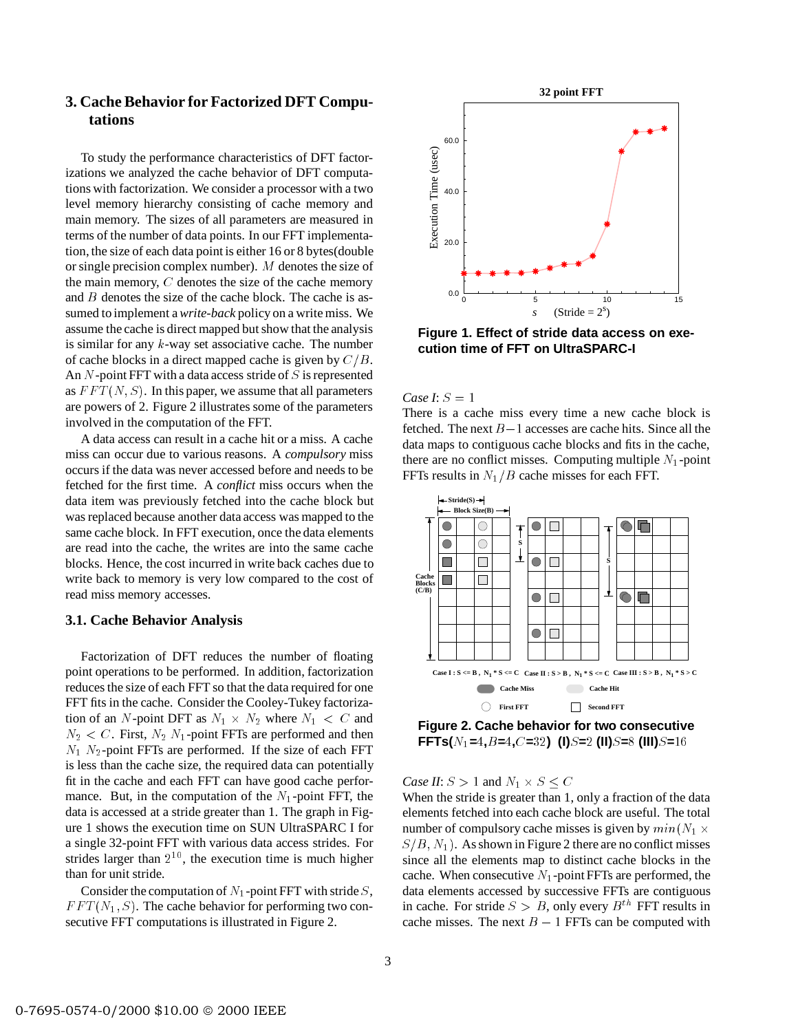## 3. Cache Behavior for Factorized DFT Computations

To study the performance characteristics of DFT factorizations we analyzed the cache behavior of DFT computations with factorization. We consider a processor with a two level memory hierarchy consisting of cache memory and main memory. The sizes of all parameters are measured in terms of the number of data points. In our FFT implementation, the size of each data point is either 16 or 8 bytes(double or single precision complex number). $M$ denotes the size of the main memory, $C$ denotes the size of the cache memory and $B$ denotes the size of the cache block. The cache is assumed to implement a *write-back* policy on a write miss. We assume the cache is direct mapped but show that the analysis is similar for any $k$-way set associative cache. The number of cache blocks in a direct mapped cache is given by $C/B$. An $N$-point FFT with a data access stride of $S$ is represented as $FFT(N, S)$. In this paper, we assume that all parameters are powers of 2. Figure 2 illustrates some of the parameters involved in the computation of the FFT.

A data access can result in a cache hit or a miss. A cache miss can occur due to various reasons. A *compulsory* miss occurs if the data was never accessed before and needs to be fetched for the first time. A *conflict* miss occurs when the data item was previously fetched into the cache block but was replaced because another data access was mapped to the same cache block. In FFT execution, once the data elements are read into the cache, the writes are into the same cache blocks. Hence, the cost incurred in write back caches due to write back to memory is very low compared to the cost of read miss memory accesses.

### 3.1. Cache Behavior Analysis

Factorization of DFT reduces the number of floating point operations to be performed. In addition, factorization reduces the size of each FFT so that the data required for one FFT fits in the cache. Consider the Cooley-Tukey factorization of an $N$-point DFT as $N_1 \times N_2$ where $N_1 < C$ and $N_2 < C$. First, $N_2$ $N_1$-point FFTs are performed and then $N_1$ $N_2$-point FFTs are performed. If the size of each FFT is less than the cache size, the required data can potentially fit in the cache and each FFT can have good cache performance. But, in the computation of the $N_1$-point FFT, the data is accessed at a stride greater than 1. The graph in Figure 1 shows the execution time on SUN UltraSPARC I for a single 32-point FFT with various data access strides. For strides larger than $2^{10}$, the execution time is much higher than for unit stride.

Consider the computation of $N_1$-point FFT with stride $S$, $FFT(N_1, S)$. The cache behavior for performing two consecutive FFT computations is illustrated in Figure 2.

32 point FFT

Execution Time (usec)

0.0
20.0
40.0
60.0

0
5
10
15

$s$ (Stride = $2^s$)

**Figure 1. Effect of stride data access on execution time of FFT on UltraSPARC-I**

*Case I*: $S = 1$
There is a cache miss every time a new cache block is fetched. The next $B-1$ accesses are cache hits. Since all the data maps to contiguous cache blocks and fits in the cache, there are no conflict misses. Computing multiple $N_1$-point FFTs results in $N_1/B$ cache misses for each FFT.

Stride(S)
Block Size(B)
Cache Blocks (C/B)
S
S

Case I : S <= B , $N_1$ * S <= C
Case II : S > B , $N_1$ * S <= C
Case III : S > B , $N_1$ * S > C

Cache Miss
Cache Hit
First FFT
Second FFT

**Figure 2. Cache behavior for two consecutive FFTs($N_1$=4,$B$=4,$C$=32) (I)$S$=2 (II)$S$=8 (III)$S$=16**

*Case II*: $S > 1$ and $N_1 \times S \leq C$
When the stride is greater than 1, only a fraction of the data elements fetched into each cache block are useful. The total number of compulsory cache misses is given by $min(N_1 \times S/B, N_1)$. As shown in Figure 2 there are no conflict misses since all the elements map to distinct cache blocks in the cache. When consecutive $N_1$-point FFTs are performed, the data elements accessed by successive FFTs are contiguous in cache. For stride $S > B$, only every $B^{th}$ FFT results in cache misses. The next $B - 1$ FFTs can be computed with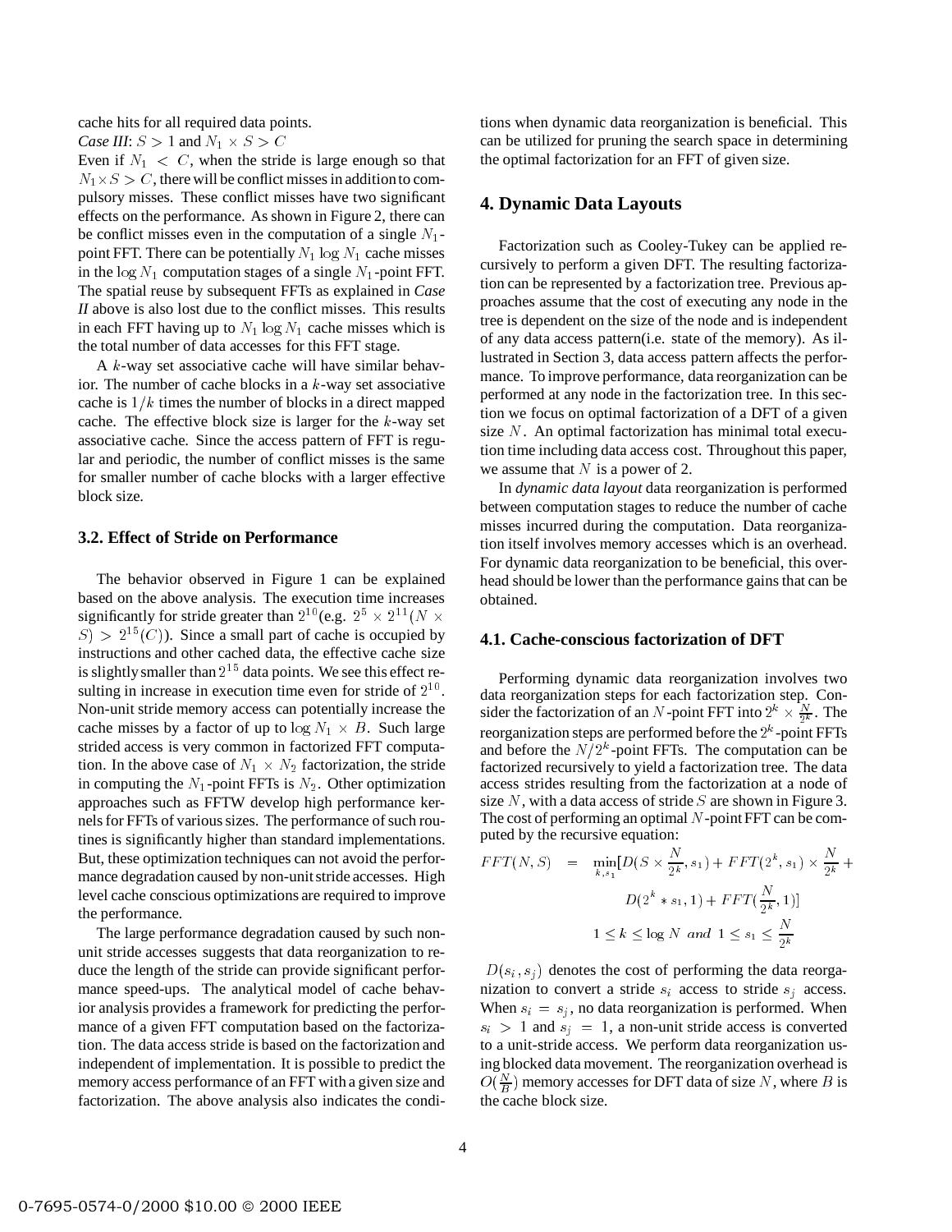cache hits for all required data points.

*Case III*: $S > 1$ and $N_1 \times S > C$

Even if $N_1 < C$, when the stride is large enough so that $N_1 \times S > C$, there will be conflict misses in addition to compulsory misses. These conflict misses have two significant effects on the performance. As shown in Figure 2, there can be conflict misses even in the computation of a single $N_1$-point FFT. There can be potentially $N_1 \log N_1$ cache misses in the $\log N_1$ computation stages of a single $N_1$-point FFT. The spatial reuse by subsequent FFTs as explained in *Case II* above is also lost due to the conflict misses. This results in each FFT having up to $N_1 \log N_1$ cache misses which is the total number of data accesses for this FFT stage.

A $k$-way set associative cache will have similar behavior. The number of cache blocks in a $k$-way set associative cache is $1/k$ times the number of blocks in a direct mapped cache. The effective block size is larger for the $k$-way set associative cache. Since the access pattern of FFT is regular and periodic, the number of conflict misses is the same for smaller number of cache blocks with a larger effective block size.

### 3.2. Effect of Stride on Performance

The behavior observed in Figure 1 can be explained based on the above analysis. The execution time increases significantly for stride greater than $2^{10}$(e.g. $2^5 \times 2^{11} (N \times S) > 2^{15}(C)$). Since a small part of cache is occupied by instructions and other cached data, the effective cache size is slightly smaller than $2^{15}$ data points. We see this effect resulting in increase in execution time even for stride of $2^{10}$. Non-unit stride memory access can potentially increase the cache misses by a factor of up to $\log N_1 \times B$. Such large strided access is very common in factorized FFT computation. In the above case of $N_1 \times N_2$ factorization, the stride in computing the $N_1$-point FFTs is $N_2$. Other optimization approaches such as FFTW develop high performance kernels for FFTs of various sizes. The performance of such routines is significantly higher than standard implementations. But, these optimization techniques can not avoid the performance degradation caused by non-unit stride accesses. High level cache conscious optimizations are required to improve the performance.

The large performance degradation caused by such non-unit stride accesses suggests that data reorganization to reduce the length of the stride can provide significant performance speed-ups. The analytical model of cache behavior analysis provides a framework for predicting the performance of a given FFT computation based on the factorization. The data access stride is based on the factorization and independent of implementation. It is possible to predict the memory access performance of an FFT with a given size and factorization. The above analysis also indicates the conditions when dynamic data reorganization is beneficial. This can be utilized for pruning the search space in determining the optimal factorization for an FFT of given size.

## 4. Dynamic Data Layouts

Factorization such as Cooley-Tukey can be applied recursively to perform a given DFT. The resulting factorization can be represented by a factorization tree. Previous approaches assume that the cost of executing any node in the tree is dependent on the size of the node and is independent of any data access pattern(i.e. state of the memory). As illustrated in Section 3, data access pattern affects the performance. To improve performance, data reorganization can be performed at any node in the factorization tree. In this section we focus on optimal factorization of a DFT of a given size $N$. An optimal factorization has minimal total execution time including data access cost. Throughout this paper, we assume that $N$ is a power of 2.

In *dynamic data layout* data reorganization is performed between computation stages to reduce the number of cache misses incurred during the computation. Data reorganization itself involves memory accesses which is an overhead. For dynamic data reorganization to be beneficial, this overhead should be lower than the performance gains that can be obtained.

### 4.1. Cache-conscious factorization of DFT

Performing dynamic data reorganization involves two data reorganization steps for each factorization step. Consider the factorization of an $N$-point FFT into $2^k \times \frac{N}{2^k}$. The reorganization steps are performed before the $2^k$-point FFTs and before the $N/2^k$-point FFTs. The computation can be factorized recursively to yield a factorization tree. The data access strides resulting from the factorization at a node of size $N$, with a data access of stride $S$ are shown in Figure 3. The cost of performing an optimal $N$-point FFT can be computed by the recursive equation:

$$
\begin{aligned}
FFT(N, S) \; = \; \min_{k, s_1} [ & D(S \times \frac{N}{2^k}, s_1) + FFT(2^k, s_1) \times \frac{N}{2^k} + \\
& D(2^k * s_1, 1) + FFT(\frac{N}{2^k}, 1)] \\
& 1 \leq k \leq \log N \;\; and \;\; 1 \leq s_1 \leq \frac{N}{2^k}
\end{aligned}
$$

$D(s_i, s_j)$ denotes the cost of performing the data reorganization to convert a stride $s_i$ access to stride $s_j$ access. When $s_i = s_j$, no data reorganization is performed. When $s_i > 1$ and $s_j = 1$, a non-unit stride access is converted to a unit-stride access. We perform data reorganization using blocked data movement. The reorganization overhead is $O(\frac{N}{B})$ memory accesses for DFT data of size $N$, where $B$ is the cache block size.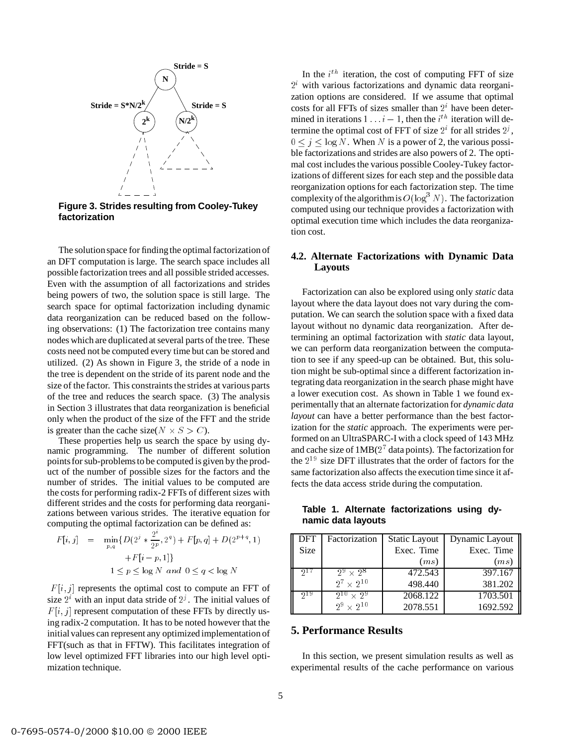Figure 3. Strides resulting from Cooley-Tukey factorization

The solution space for finding the optimal factorization of an DFT computation is large. The search space includes all possible factorization trees and all possible strided accesses. Even with the assumption of all factorizations and strides being powers of two, the solution space is still large. The search space for optimal factorization including dynamic data reorganization can be reduced based on the following observations: (1) The factorization tree contains many nodes which are duplicated at several parts of the tree. These costs need not be computed every time but can be stored and utilized. (2) As shown in Figure 3, the stride of a node in the tree is dependent on the stride of its parent node and the size of the factor. This constraints the strides at various parts of the tree and reduces the search space. (3) The analysis in Section 3 illustrates that data reorganization is beneficial only when the product of the size of the FFT and the stride is greater than the cache size($N \times S > C$).

These properties help us search the space by using dynamic programming. The number of different solution points for sub-problems to be computed is given by the product of the number of possible sizes for the factors and the number of strides. The initial values to be computed are the costs for performing radix-2 FFTs of different sizes with different strides and the costs for performing data reorganizations between various strides. The iterative equation for computing the optimal factorization can be defined as:

$$F[i,j] = \min_{p,q}\{D(2^j * \frac{2^i}{2^p}, 2^q) + F[p,q] + D(2^{p+q},1) + F[i-p,1]\}$$
$$1 \leq p \leq \log N \; and \; 0 \leq q < \log N$$

$F[i,j]$ represents the optimal cost to compute an FFT of size $2^i$ with an input data stride of $2^j$. The initial values of $F[i,j]$ represent computation of these FFTs by directly using radix-2 computation. It has to be noted however that the initial values can represent any optimized implementation of FFT(such as that in FFTW). This facilitates integration of low level optimized FFT libraries into our high level optimization technique.

In the $i^{th}$ iteration, the cost of computing FFT of size $2^i$ with various factorizations and dynamic data reorganization options are considered. If we assume that optimal costs for all FFTs of sizes smaller than $2^i$ have been determined in iterations $1 \ldots i-1$, then the $i^{th}$ iteration will determine the optimal cost of FFT of size $2^i$ for all strides $2^j$, $0 \leq j \leq \log N$. When $N$ is a power of 2, the various possible factorizations and strides are also powers of 2. The optimal cost includes the various possible Cooley-Tukey factorizations of different sizes for each step and the possible data reorganization options for each factorization step. The time complexity of the algorithm is $O(\log^3 N)$. The factorization computed using our technique provides a factorization with optimal execution time which includes the data reorganization cost.

### 4.2. Alternate Factorizations with Dynamic Data Layouts

Factorization can also be explored using only *static* data layout where the data layout does not vary during the computation. We can search the solution space with a fixed data layout without no dynamic data reorganization. After determining an optimal factorization with *static* data layout, we can perform data reorganization between the computation to see if any speed-up can be obtained. But, this solution might be sub-optimal since a different factorization integrating data reorganization in the search phase might have a lower execution cost. As shown in Table 1 we found experimentally that an alternate factorization for *dynamic data layout* can have a better performance than the best factorization for the *static* approach. The experiments were performed on an UltraSPARC-I with a clock speed of 143 MHz and cache size of 1MB($2^7$ data points). The factorization for the $2^{19}$ size DFT illustrates that the order of factors for the same factorization also affects the execution time since it affects the data access stride during the computation.

**Table 1. Alternate factorizations using dynamic data layouts**

| DFT Size | Factorization | Static Layout Exec. Time $(ms)$ | Dynamic Layout Exec. Time $(ms)$ |
|---|---|---|---|
| $2^{17}$ | $2^9 \times 2^8$ | 472.543 | 397.167 |
| | $2^7 \times 2^{10}$ | 498.440 | 381.202 |
| $2^{19}$ | $2^{10} \times 2^9$ | 2068.122 | 1703.501 |
| | $2^9 \times 2^{10}$ | 2078.551 | 1692.592 |

## 5. Performance Results

In this section, we present simulation results as well as experimental results of the cache performance on various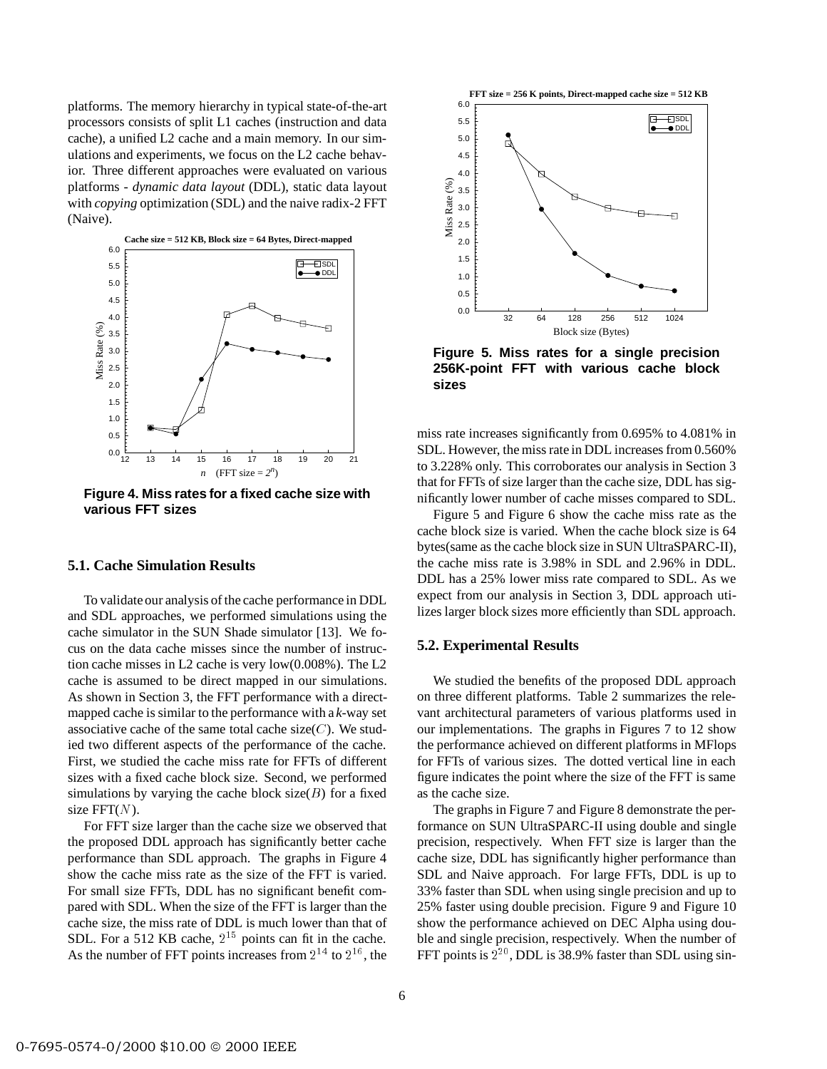platforms. The memory hierarchy in typical state-of-the-art processors consists of split L1 caches (instruction and data cache), a unified L2 cache and a main memory. In our simulations and experiments, we focus on the L2 cache behavior. Three different approaches were evaluated on various platforms - *dynamic data layout* (DDL), static data layout with *copying* optimization (SDL) and the naive radix-2 FFT (Naive).

**Figure 4. Miss rates for a fixed cache size with various FFT sizes**

### 5.1. Cache Simulation Results

To validate our analysis of the cache performance in DDL and SDL approaches, we performed simulations using the cache simulator in the SUN Shade simulator [13]. We focus on the data cache misses since the number of instruction cache misses in L2 cache is very low(0.008%). The L2 cache is assumed to be direct mapped in our simulations. As shown in Section 3, the FFT performance with a direct-mapped cache is similar to the performance with a *k*-way set associative cache of the same total cache size($C$). We studied two different aspects of the performance of the cache. First, we studied the cache miss rate for FFTs of different sizes with a fixed cache block size. Second, we performed simulations by varying the cache block size($B$) for a fixed size FFT($N$).

For FFT size larger than the cache size we observed that the proposed DDL approach has significantly better cache performance than SDL approach. The graphs in Figure 4 show the cache miss rate as the size of the FFT is varied. For small size FFTs, DDL has no significant benefit compared with SDL. When the size of the FFT is larger than the cache size, the miss rate of DDL is much lower than that of SDL. For a 512 KB cache, $2^{15}$ points can fit in the cache. As the number of FFT points increases from $2^{14}$ to $2^{16}$, the miss rate increases significantly from 0.695% to 4.081% in SDL. However, the miss rate in DDL increases from 0.560% to 3.228% only. This corroborates our analysis in Section 3 that for FFTs of size larger than the cache size, DDL has significantly lower number of cache misses compared to SDL.

**Figure 5. Miss rates for a single precision 256K-point FFT with various cache block sizes**

Figure 5 and Figure 6 show the cache miss rate as the cache block size is varied. When the cache block size is 64 bytes(same as the cache block size in SUN UltraSPARC-II), the cache miss rate is 3.98% in SDL and 2.96% in DDL. DDL has a 25% lower miss rate compared to SDL. As we expect from our analysis in Section 3, DDL approach utilizes larger block sizes more efficiently than SDL approach.

### 5.2. Experimental Results

We studied the benefits of the proposed DDL approach on three different platforms. Table 2 summarizes the relevant architectural parameters of various platforms used in our implementations. The graphs in Figures 7 to 12 show the performance achieved on different platforms in MFlops for FFTs of various sizes. The dotted vertical line in each figure indicates the point where the size of the FFT is same as the cache size.

The graphs in Figure 7 and Figure 8 demonstrate the performance on SUN UltraSPARC-II using double and single precision, respectively. When FFT size is larger than the cache size, DDL has significantly higher performance than SDL and Naive approach. For large FFTs, DDL is up to 33% faster than SDL when using single precision and up to 25% faster using double precision. Figure 9 and Figure 10 show the performance achieved on DEC Alpha using double and single precision, respectively. When the number of FFT points is $2^{20}$, DDL is 38.9% faster than SDL using sin-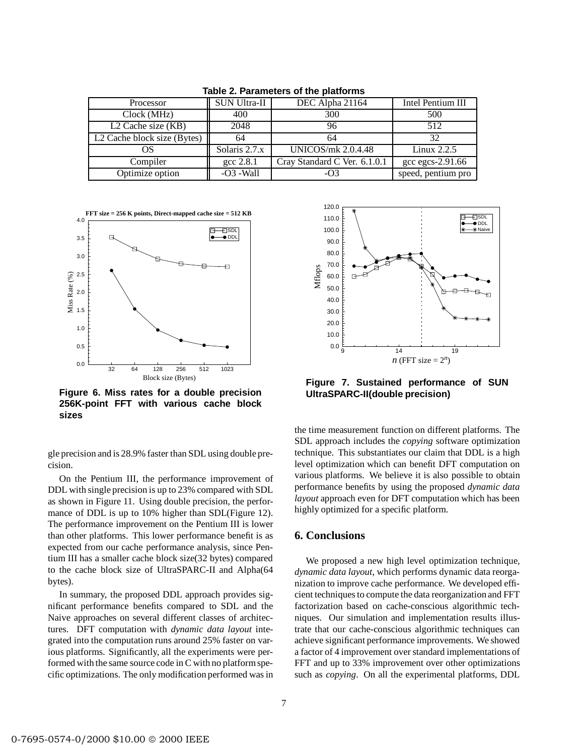**Table 2. Parameters of the platforms**

| Processor | SUN Ultra-II | DEC Alpha 21164 | Intel Pentium III |
|---|---|---|---|
| Clock (MHz) | 400 | 300 | 500 |
| L2 Cache size (KB) | 2048 | 96 | 512 |
| L2 Cache block size (Bytes) | 64 | 64 | 32 |
| OS | Solaris 2.7.x | UNICOS/mk 2.0.4.48 | Linux 2.2.5 |
| Compiler | gcc 2.8.1 | Cray Standard C Ver. 6.1.0.1 | gcc egcs-2.91.66 |
| Optimize option | -O3 -Wall | -O3 | speed, pentium pro |

**Figure 6. Miss rates for a double precision 256K-point FFT with various cache block sizes**

**Figure 7. Sustained performance of SUN UltraSPARC-II(double precision)**

gle precision and is 28.9% faster than SDL using double precision.

On the Pentium III, the performance improvement of DDL with single precision is up to 23% compared with SDL as shown in Figure 11. Using double precision, the performance of DDL is up to 10% higher than SDL(Figure 12). The performance improvement on the Pentium III is lower than other platforms. This lower performance benefit is as expected from our cache performance analysis, since Pentium III has a smaller cache block size(32 bytes) compared to the cache block size of UltraSPARC-II and Alpha(64 bytes).

In summary, the proposed DDL approach provides significant performance benefits compared to SDL and the Naive approaches on several different classes of architectures. DFT computation with *dynamic data layout* integrated into the computation runs around 25% faster on various platforms. Significantly, all the experiments were performed with the same source code in C with no platform specific optimizations. The only modification performed was in the time measurement function on different platforms. The SDL approach includes the *copying* software optimization technique. This substantiates our claim that DDL is a high level optimization which can benefit DFT computation on various platforms. We believe it is also possible to obtain performance benefits by using the proposed *dynamic data layout* approach even for DFT computation which has been highly optimized for a specific platform.

## 6. Conclusions

We proposed a new high level optimization technique, *dynamic data layout*, which performs dynamic data reorganization to improve cache performance. We developed efficient techniques to compute the data reorganization and FFT factorization based on cache-conscious algorithmic techniques. Our simulation and implementation results illustrate that our cache-conscious algorithmic techniques can achieve significant performance improvements. We showed a factor of 4 improvement over standard implementations of FFT and up to 33% improvement over other optimizations such as *copying*. On all the experimental platforms, DDL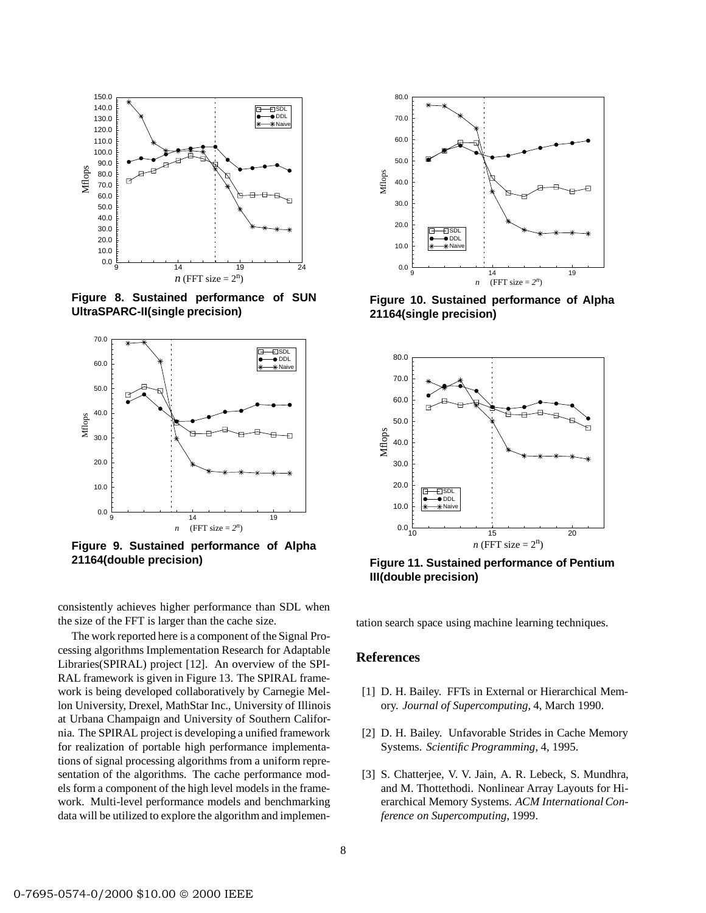Figure 8. Sustained performance of SUN UltraSPARC-II(single precision)

Figure 9. Sustained performance of Alpha 21164(double precision)

Figure 10. Sustained performance of Alpha 21164(single precision)

Figure 11. Sustained performance of Pentium III(double precision)

consistently achieves higher performance than SDL when the size of the FFT is larger than the cache size.

The work reported here is a component of the Signal Processing algorithms Implementation Research for Adaptable Libraries(SPIRAL) project [12]. An overview of the SPIRAL framework is given in Figure 13. The SPIRAL framework is being developed collaboratively by Carnegie Mellon University, Drexel, MathStar Inc., University of Illinois at Urbana Champaign and University of Southern California. The SPIRAL project is developing a unified framework for realization of portable high performance implementations of signal processing algorithms from a uniform representation of the algorithms. The cache performance models form a component of the high level models in the framework. Multi-level performance models and benchmarking data will be utilized to explore the algorithm and implementation search space using machine learning techniques.

## References

[1] D. H. Bailey. FFTs in External or Hierarchical Memory. *Journal of Supercomputing*, 4, March 1990.

[2] D. H. Bailey. Unfavorable Strides in Cache Memory Systems. *Scientific Programming*, 4, 1995.

[3] S. Chatterjee, V. V. Jain, A. R. Lebeck, S. Mundhra, and M. Thottethodi. Nonlinear Array Layouts for Hierarchical Memory Systems. *ACM International Conference on Supercomputing*, 1999.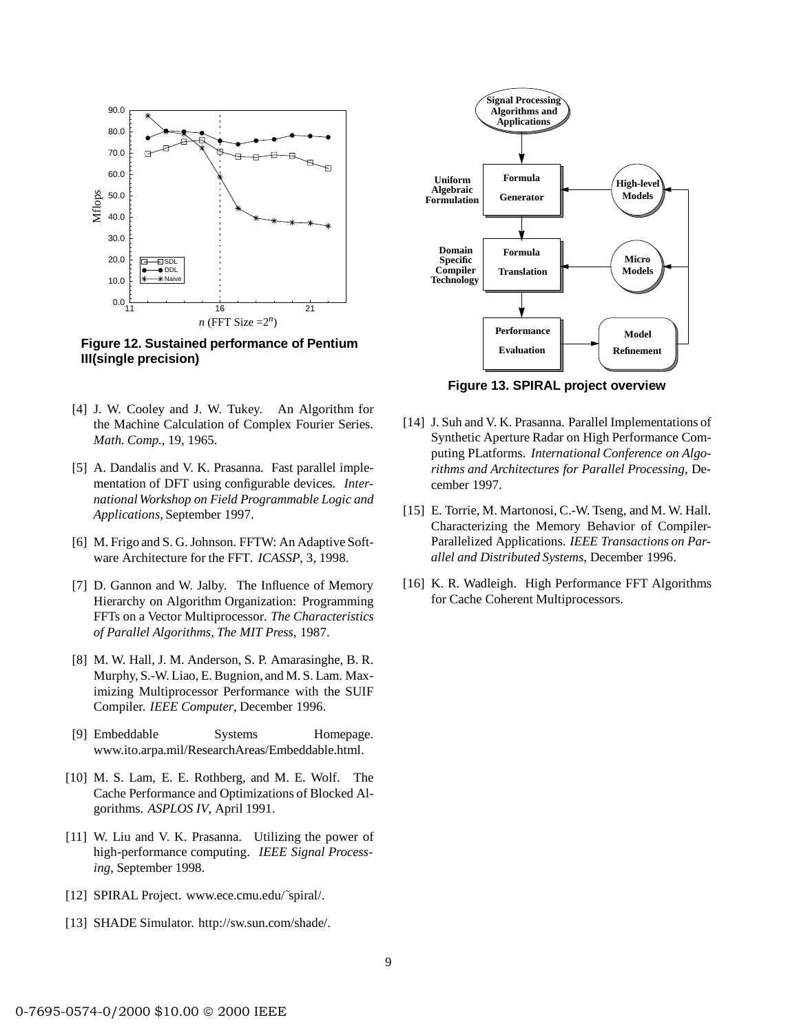90.0
80.0
70.0
60.0
50.0
40.0
30.0
20.0
10.0
0.0

Mflops

11
16
21

$n$ (FFT Size $=2^n$)

SDL
DDL
Naive

**Figure 12. Sustained performance of Pentium III(single precision)**

Signal Processing Algorithms and Applications

Uniform Algebraic Formulation

Formula Generator

High-level Models

Domain Specific Compiler Technology

Formula Translation

Micro Models

Performance Evaluation

Model Refinement

**Figure 13. SPIRAL project overview**

[4] J. W. Cooley and J. W. Tukey. An Algorithm for the Machine Calculation of Complex Fourier Series. *Math. Comp.*, 19, 1965.

[5] A. Dandalis and V. K. Prasanna. Fast parallel implementation of DFT using configurable devices. *International Workshop on Field Programmable Logic and Applications*, September 1997.

[6] M. Frigo and S. G. Johnson. FFTW: An Adaptive Software Architecture for the FFT. *ICASSP*, 3, 1998.

[7] D. Gannon and W. Jalby. The Influence of Memory Hierarchy on Algorithm Organization: Programming FFTs on a Vector Multiprocessor. *The Characteristics of Parallel Algorithms, The MIT Press*, 1987.

[8] M. W. Hall, J. M. Anderson, S. P. Amarasinghe, B. R. Murphy, S.-W. Liao, E. Bugnion, and M. S. Lam. Maximizing Multiprocessor Performance with the SUIF Compiler. *IEEE Computer*, December 1996.

[9] Embeddable Systems Homepage. www.ito.arpa.mil/ResearchAreas/Embeddable.html.

[10] M. S. Lam, E. E. Rothberg, and M. E. Wolf. The Cache Performance and Optimizations of Blocked Algorithms. *ASPLOS IV*, April 1991.

[11] W. Liu and V. K. Prasanna. Utilizing the power of high-performance computing. *IEEE Signal Processing*, September 1998.

[12] SPIRAL Project. www.ece.cmu.edu/˜spiral/.

[13] SHADE Simulator. http://sw.sun.com/shade/.

[14] J. Suh and V. K. Prasanna. Parallel Implementations of Synthetic Aperture Radar on High Performance Computing PLatforms. *International Conference on Algorithms and Architectures for Parallel Processing*, December 1997.

[15] E. Torrie, M. Martonosi, C.-W. Tseng, and M. W. Hall. Characterizing the Memory Behavior of Compiler-Parallelized Applications. *IEEE Transactions on Parallel and Distributed Systems*, December 1996.

[16] K. R. Wadleigh. High Performance FFT Algorithms for Cache Coherent Multiprocessors.